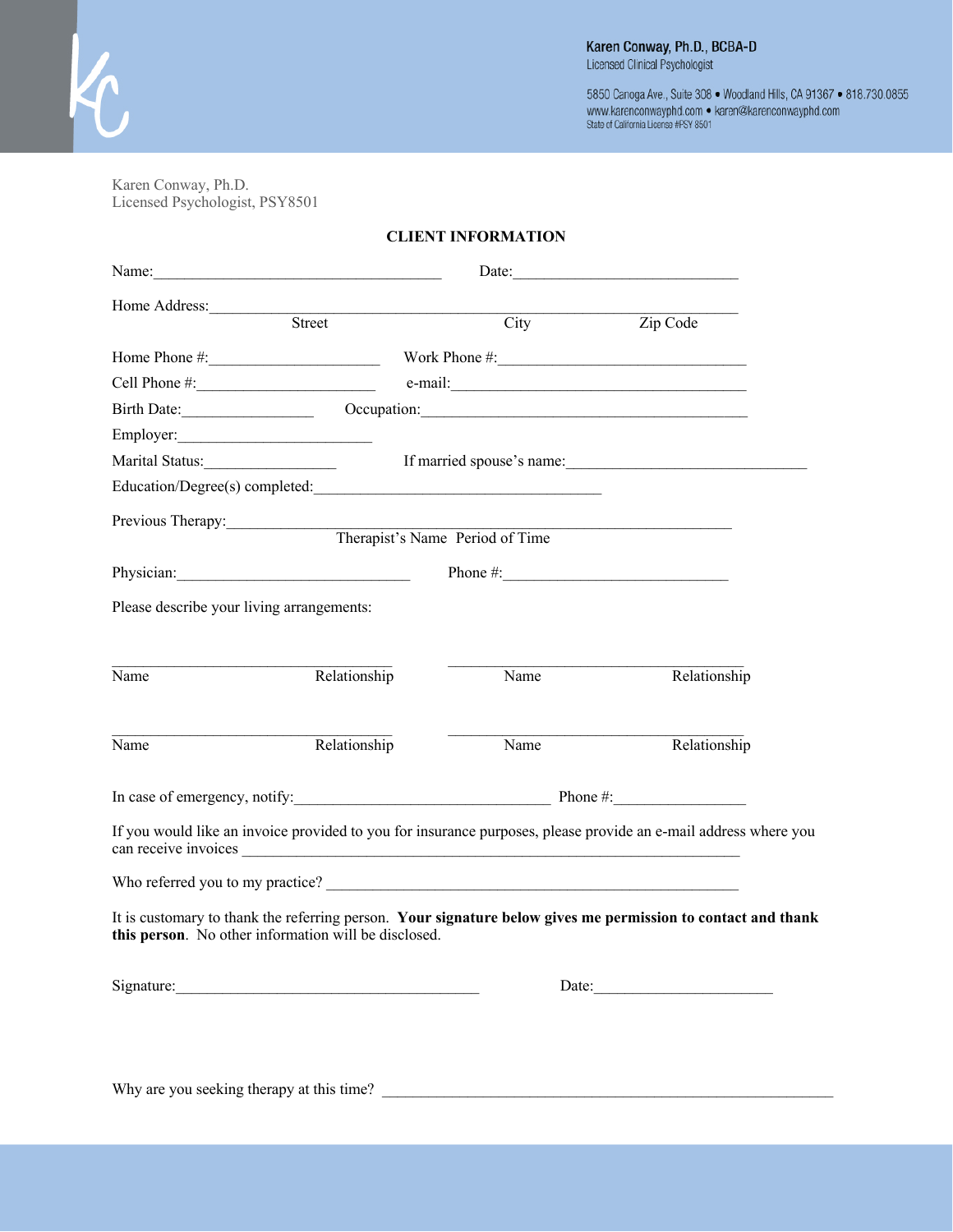Karen Conway, Ph.D., BCBA-D
Licensed Clinical Psychologist

5850 Canoga Ave., Suite 308 • Woodland Hills, CA 91367 • 818.730.0855
www.karenconwayphd.com • karen@karenconwayphd.com
State of California License #PSY 8501

Karen Conway, Ph.D.
Licensed Psychologist, PSY8501

## CLIENT INFORMATION

Name:_____________________________________ Date:_____________________________

Home Address:_____________________________________________________________________
Street City Zip Code

Home Phone #:______________________ Work Phone #:________________________________

Cell Phone #:______________________ e-mail:_____________________________________

Birth Date:_________________ Occupation:___________________________________________

Employer:__________________________

Marital Status:__________________ If married spouse's name:_______________________________

Education/Degree(s) completed:_____________________________________

Previous Therapy:____________________________________________________________
Therapist's Name Period of Time

Physician:______________________________ Phone #:_____________________________

Please describe your living arrangements:

____________________________________ ____________________________________
Name Relationship Name Relationship

____________________________________ ____________________________________
Name Relationship Name Relationship

In case of emergency, notify:_________________________________ Phone #:________________

If you would like an invoice provided to you for insurance purposes, please provide an e-mail address where you can receive invoices _______________________________________________________________

Who referred you to my practice? _____________________________________________________

It is customary to thank the referring person. **Your signature below gives me permission to contact and thank this person**. No other information will be disclosed.

Signature:________________________________________ Date:________________________

Why are you seeking therapy at this time? ___________________________________________________________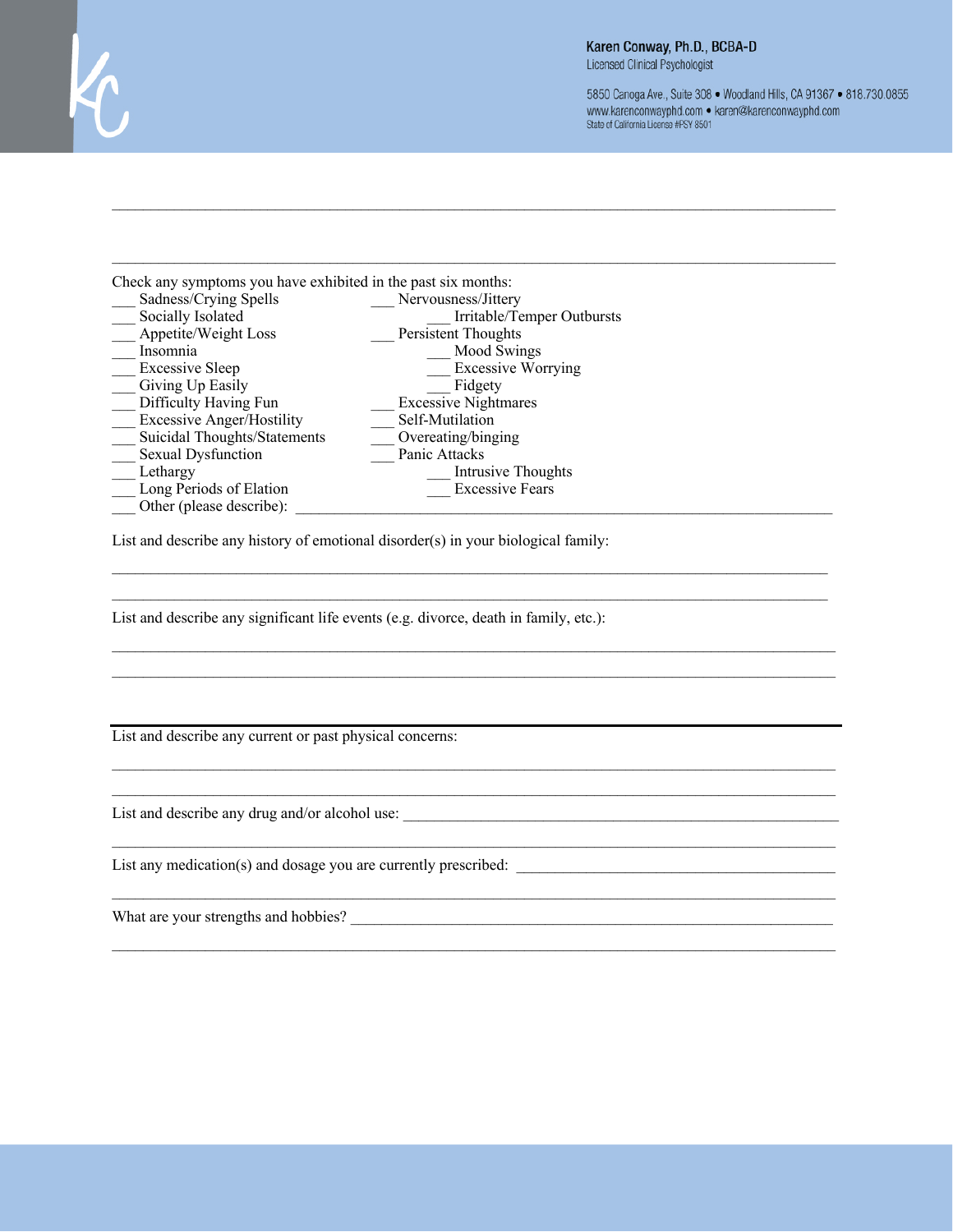Karen Conway, Ph.D., BCBA-D
Licensed Clinical Psychologist

5850 Canoga Ave., Suite 308 • Woodland Hills, CA 91367 • 818.730.0855
www.karenconwayphd.com • karen@karenconwayphd.com
State of California License #PSY 8501

_______________________________________________________________________________

_______________________________________________________________________________

Check any symptoms you have exhibited in the past six months:

| | |
|---|---|
| ___ Sadness/Crying Spells | ___ Nervousness/Jittery |
| ___ Socially Isolated | ___ Irritable/Temper Outbursts |
| ___ Appetite/Weight Loss | ___ Persistent Thoughts |
| ___ Insomnia | ___ Mood Swings |
| ___ Excessive Sleep | ___ Excessive Worrying |
| ___ Giving Up Easily | ___ Fidgety |
| ___ Difficulty Having Fun | ___ Excessive Nightmares |
| ___ Excessive Anger/Hostility | ___ Self-Mutilation |
| ___ Suicidal Thoughts/Statements | ___ Overeating/binging |
| ___ Sexual Dysfunction | ___ Panic Attacks |
| ___ Lethargy | ___ Intrusive Thoughts |
| ___ Long Periods of Elation | ___ Excessive Fears |

___ Other (please describe): ___________________________________________________________

List and describe any history of emotional disorder(s) in your biological family:

_______________________________________________________________________________

_______________________________________________________________________________

List and describe any significant life events (e.g. divorce, death in family, etc.):

_______________________________________________________________________________

_______________________________________________________________________________

List and describe any current or past physical concerns:

_______________________________________________________________________________

_______________________________________________________________________________

List and describe any drug and/or alcohol use: ____________________________________________

_______________________________________________________________________________

List any medication(s) and dosage you are currently prescribed: ________________________________

_______________________________________________________________________________

What are your strengths and hobbies? _________________________________________________

_______________________________________________________________________________